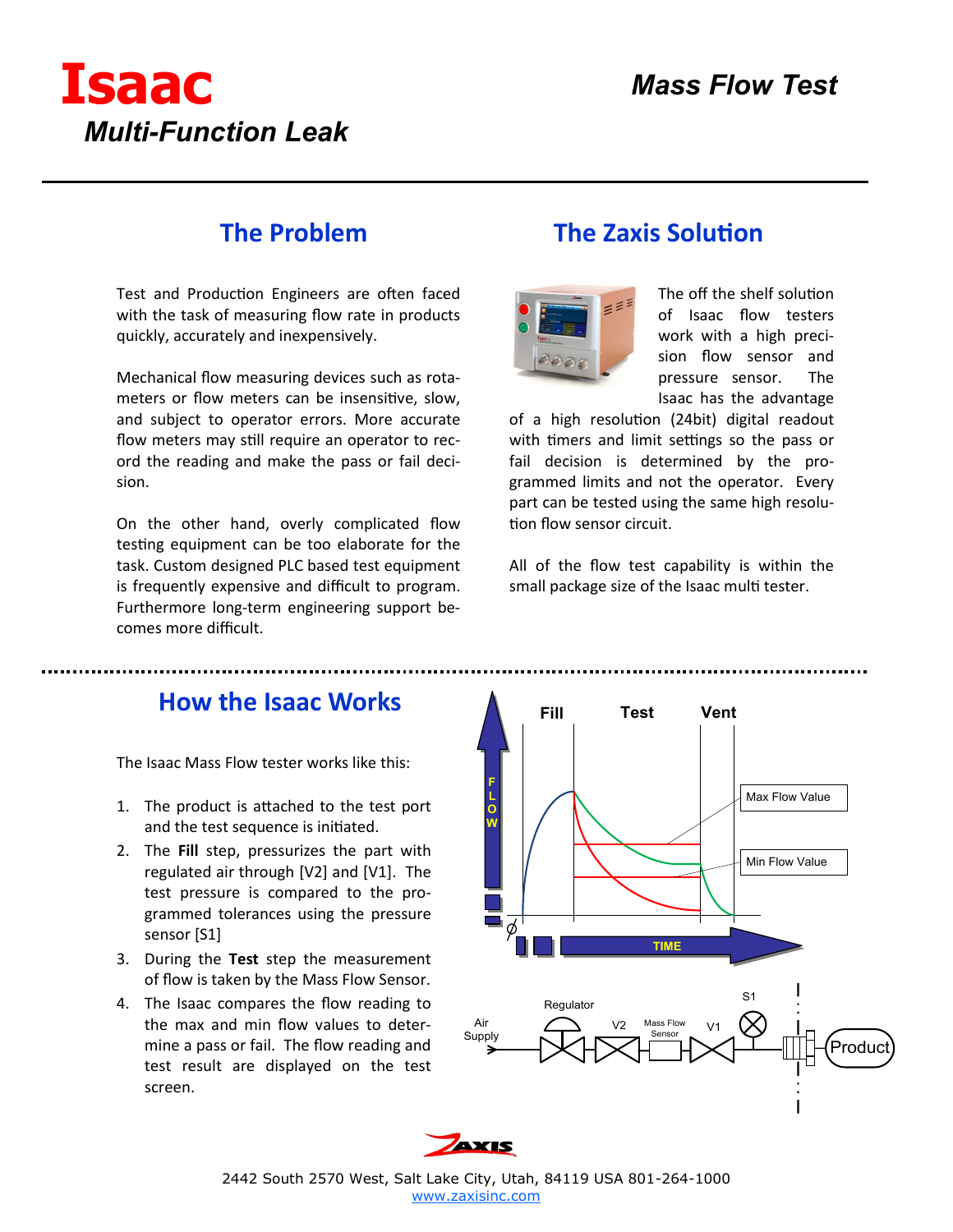# Isaac

## *Multi-Function Leak*

## *Mass Flow Test*

## The Problem

Test and Production Engineers are often faced with the task of measuring flow rate in products quickly, accurately and inexpensively.

Mechanical flow measuring devices such as rotameters or flow meters can be insensitive, slow, and subject to operator errors. More accurate flow meters may still require an operator to record the reading and make the pass or fail decision.

On the other hand, overly complicated flow testing equipment can be too elaborate for the task. Custom designed PLC based test equipment is frequently expensive and difficult to program. Furthermore long-term engineering support becomes more difficult.

## The Zaxis Solution

The off the shelf solution of Isaac flow testers work with a high precision flow sensor and pressure sensor. The Isaac has the advantage of a high resolution (24bit) digital readout with timers and limit settings so the pass or fail decision is determined by the programmed limits and not the operator. Every part can be tested using the same high resolution flow sensor circuit.

All of the flow test capability is within the small package size of the Isaac multi tester.

## How the Isaac Works

The Isaac Mass Flow tester works like this:

1. The product is attached to the test port and the test sequence is initiated.
2. The **Fill** step, pressurizes the part with regulated air through [V2] and [V1]. The test pressure is compared to the programmed tolerances using the pressure sensor [S1]
3. During the **Test** step the measurement of flow is taken by the Mass Flow Sensor.
4. The Isaac compares the flow reading to the max and min flow values to determine a pass or fail. The flow reading and test result are displayed on the test screen.

2442 South 2570 West, Salt Lake City, Utah, 84119 USA 801-264-1000
www.zaxisinc.com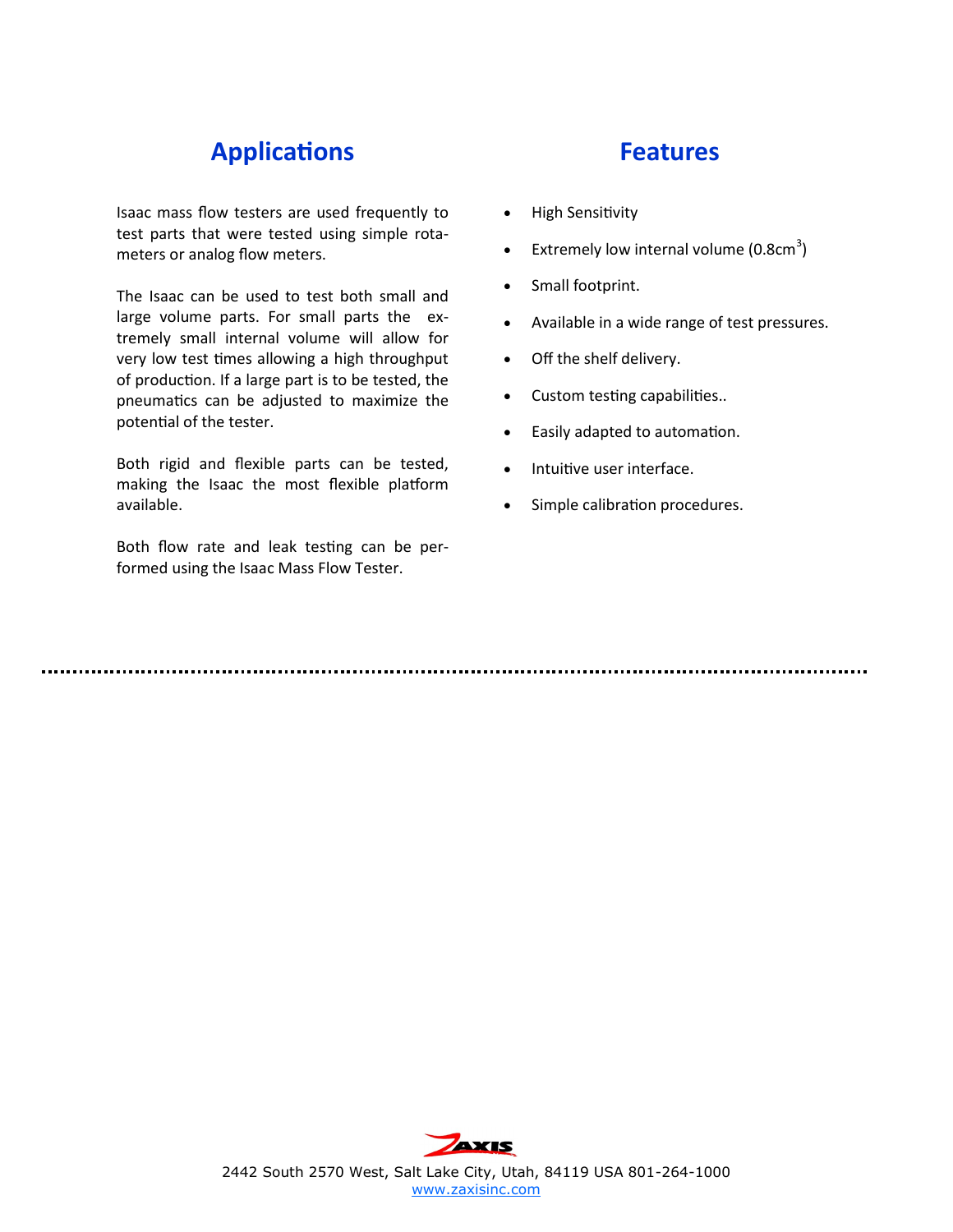## Applications

Isaac mass flow testers are used frequently to test parts that were tested using simple rotameters or analog flow meters.

The Isaac can be used to test both small and large volume parts. For small parts the extremely small internal volume will allow for very low test times allowing a high throughput of production. If a large part is to be tested, the pneumatics can be adjusted to maximize the potential of the tester.

Both rigid and flexible parts can be tested, making the Isaac the most flexible platform available.

Both flow rate and leak testing can be performed using the Isaac Mass Flow Tester.

## Features

- High Sensitivity
- Extremely low internal volume (0.8$cm^3$)
- Small footprint.
- Available in a wide range of test pressures.
- Off the shelf delivery.
- Custom testing capabilities..
- Easily adapted to automation.
- Intuitive user interface.
- Simple calibration procedures.

ZAXIS

2442 South 2570 West, Salt Lake City, Utah, 84119 USA 801-264-1000
www.zaxisinc.com